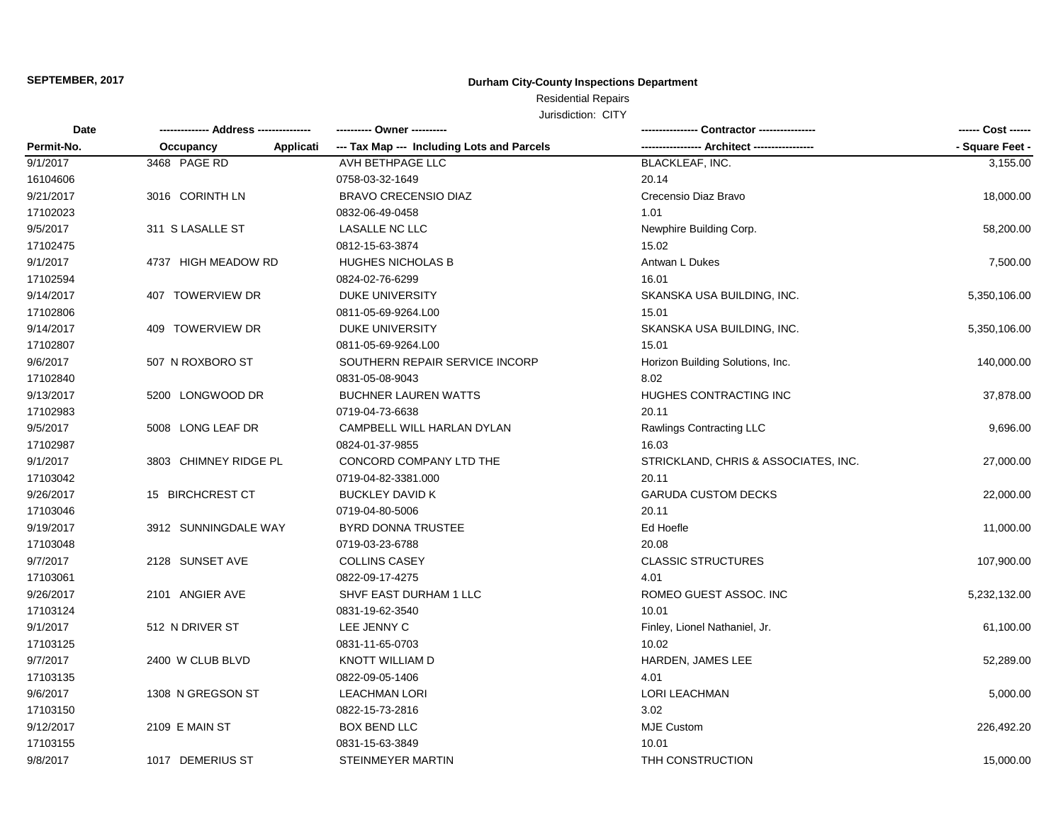**SEPTEMBER, 2017**

**Durham City-County Inspections Department**

Residential Repairs

Jurisdiction: CITY

| Date<br>Permit-No. | ------------- Address ---------------<br>Occupancy Applicati | ---------- Owner ----------<br>--- Tax Map --- Including Lots and Parcels | --------------- Contractor ---------------<br>---------------- Architect ---------------- | ------ Cost ------<br>- Square Feet - |
|---|---|---|---|---|
| 9/1/2017 | 3468 PAGE RD | AVH BETHPAGE LLC | BLACKLEAF, INC. | 3,155.00 |
| 16104606 | | 0758-03-32-1649 | 20.14 | |
| 9/21/2017 | 3016 CORINTH LN | BRAVO CRECENSIO DIAZ | Crecensio Diaz Bravo | 18,000.00 |
| 17102023 | | 0832-06-49-0458 | 1.01 | |
| 9/5/2017 | 311 S LASALLE ST | LASALLE NC LLC | Newphire Building Corp. | 58,200.00 |
| 17102475 | | 0812-15-63-3874 | 15.02 | |
| 9/1/2017 | 4737 HIGH MEADOW RD | HUGHES NICHOLAS B | Antwan L Dukes | 7,500.00 |
| 17102594 | | 0824-02-76-6299 | 16.01 | |
| 9/14/2017 | 407 TOWERVIEW DR | DUKE UNIVERSITY | SKANSKA USA BUILDING, INC. | 5,350,106.00 |
| 17102806 | | 0811-05-69-9264.L00 | 15.01 | |
| 9/14/2017 | 409 TOWERVIEW DR | DUKE UNIVERSITY | SKANSKA USA BUILDING, INC. | 5,350,106.00 |
| 17102807 | | 0811-05-69-9264.L00 | 15.01 | |
| 9/6/2017 | 507 N ROXBORO ST | SOUTHERN REPAIR SERVICE INCORP | Horizon Building Solutions, Inc. | 140,000.00 |
| 17102840 | | 0831-05-08-9043 | 8.02 | |
| 9/13/2017 | 5200 LONGWOOD DR | BUCHNER LAUREN WATTS | HUGHES CONTRACTING INC | 37,878.00 |
| 17102983 | | 0719-04-73-6638 | 20.11 | |
| 9/5/2017 | 5008 LONG LEAF DR | CAMPBELL WILL HARLAN DYLAN | Rawlings Contracting LLC | 9,696.00 |
| 17102987 | | 0824-01-37-9855 | 16.03 | |
| 9/1/2017 | 3803 CHIMNEY RIDGE PL | CONCORD COMPANY LTD THE | STRICKLAND, CHRIS & ASSOCIATES, INC. | 27,000.00 |
| 17103042 | | 0719-04-82-3381.000 | 20.11 | |
| 9/26/2017 | 15 BIRCHCREST CT | BUCKLEY DAVID K | GARUDA CUSTOM DECKS | 22,000.00 |
| 17103046 | | 0719-04-80-5006 | 20.11 | |
| 9/19/2017 | 3912 SUNNINGDALE WAY | BYRD DONNA TRUSTEE | Ed Hoefle | 11,000.00 |
| 17103048 | | 0719-03-23-6788 | 20.08 | |
| 9/7/2017 | 2128 SUNSET AVE | COLLINS CASEY | CLASSIC STRUCTURES | 107,900.00 |
| 17103061 | | 0822-09-17-4275 | 4.01 | |
| 9/26/2017 | 2101 ANGIER AVE | SHVF EAST DURHAM 1 LLC | ROMEO GUEST ASSOC. INC | 5,232,132.00 |
| 17103124 | | 0831-19-62-3540 | 10.01 | |
| 9/1/2017 | 512 N DRIVER ST | LEE JENNY C | Finley, Lionel Nathaniel, Jr. | 61,100.00 |
| 17103125 | | 0831-11-65-0703 | 10.02 | |
| 9/7/2017 | 2400 W CLUB BLVD | KNOTT WILLIAM D | HARDEN, JAMES LEE | 52,289.00 |
| 17103135 | | 0822-09-05-1406 | 4.01 | |
| 9/6/2017 | 1308 N GREGSON ST | LEACHMAN LORI | LORI LEACHMAN | 5,000.00 |
| 17103150 | | 0822-15-73-2816 | 3.02 | |
| 9/12/2017 | 2109 E MAIN ST | BOX BEND LLC | MJE Custom | 226,492.20 |
| 17103155 | | 0831-15-63-3849 | 10.01 | |
| 9/8/2017 | 1017 DEMERIUS ST | STEINMEYER MARTIN | THH CONSTRUCTION | 15,000.00 |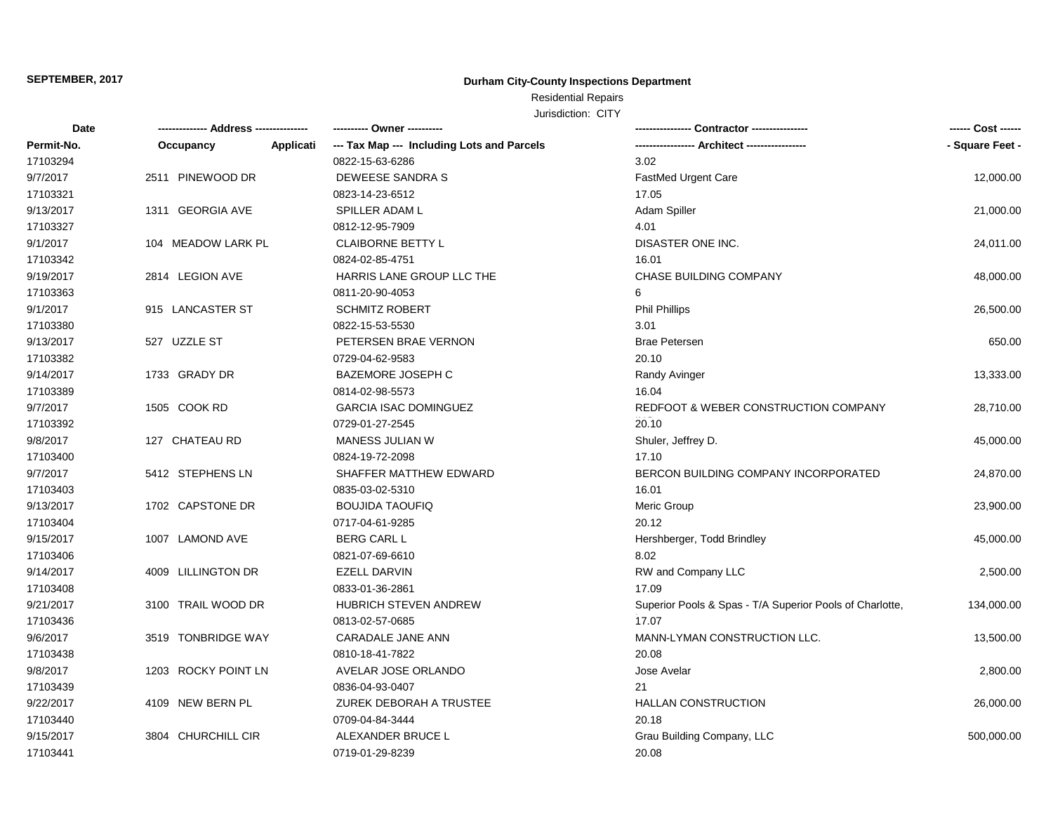**SEPTEMBER, 2017**

**Durham City-County Inspections Department**

Residential Repairs

Jurisdiction: CITY

| Date | ------------- Address -------------- | | ---------- Owner ---------- | --------------- Contractor --------------- | ------ Cost ------ |
|---|---|---|---|---|---|
| Permit-No. | Occupancy | Applicati | --- Tax Map --- Including Lots and Parcels | ---------------- Architect ---------------- | - Square Feet - |
| 17103294 | | | 0822-15-63-6286 | 3.02 | |
| 9/7/2017 | 2511 PINEWOOD DR | | DEWEESE SANDRA S | FastMed Urgent Care | 12,000.00 |
| 17103321 | | | 0823-14-23-6512 | 17.05 | |
| 9/13/2017 | 1311 GEORGIA AVE | | SPILLER ADAM L | Adam Spiller | 21,000.00 |
| 17103327 | | | 0812-12-95-7909 | 4.01 | |
| 9/1/2017 | 104 MEADOW LARK PL | | CLAIBORNE BETTY L | DISASTER ONE INC. | 24,011.00 |
| 17103342 | | | 0824-02-85-4751 | 16.01 | |
| 9/19/2017 | 2814 LEGION AVE | | HARRIS LANE GROUP LLC THE | CHASE BUILDING COMPANY | 48,000.00 |
| 17103363 | | | 0811-20-90-4053 | 6 | |
| 9/1/2017 | 915 LANCASTER ST | | SCHMITZ ROBERT | Phil Phillips | 26,500.00 |
| 17103380 | | | 0822-15-53-5530 | 3.01 | |
| 9/13/2017 | 527 UZZLE ST | | PETERSEN BRAE VERNON | Brae Petersen | 650.00 |
| 17103382 | | | 0729-04-62-9583 | 20.10 | |
| 9/14/2017 | 1733 GRADY DR | | BAZEMORE JOSEPH C | Randy Avinger | 13,333.00 |
| 17103389 | | | 0814-02-98-5573 | 16.04 | |
| 9/7/2017 | 1505 COOK RD | | GARCIA ISAC DOMINGUEZ | REDFOOT & WEBER CONSTRUCTION COMPANY | 28,710.00 |
| 17103392 | | | 0729-01-27-2545 | 20.10 | |
| 9/8/2017 | 127 CHATEAU RD | | MANESS JULIAN W | Shuler, Jeffrey D. | 45,000.00 |
| 17103400 | | | 0824-19-72-2098 | 17.10 | |
| 9/7/2017 | 5412 STEPHENS LN | | SHAFFER MATTHEW EDWARD | BERCON BUILDING COMPANY INCORPORATED | 24,870.00 |
| 17103403 | | | 0835-03-02-5310 | 16.01 | |
| 9/13/2017 | 1702 CAPSTONE DR | | BOUJIDA TAOUFIQ | Meric Group | 23,900.00 |
| 17103404 | | | 0717-04-61-9285 | 20.12 | |
| 9/15/2017 | 1007 LAMOND AVE | | BERG CARL L | Hershberger, Todd Brindley | 45,000.00 |
| 17103406 | | | 0821-07-69-6610 | 8.02 | |
| 9/14/2017 | 4009 LILLINGTON DR | | EZELL DARVIN | RW and Company LLC | 2,500.00 |
| 17103408 | | | 0833-01-36-2861 | 17.09 | |
| 9/21/2017 | 3100 TRAIL WOOD DR | | HUBRICH STEVEN ANDREW | Superior Pools & Spas - T/A Superior Pools of Charlotte, | 134,000.00 |
| 17103436 | | | 0813-02-57-0685 | 17.07 | |
| 9/6/2017 | 3519 TONBRIDGE WAY | | CARADALE JANE ANN | MANN-LYMAN CONSTRUCTION LLC. | 13,500.00 |
| 17103438 | | | 0810-18-41-7822 | 20.08 | |
| 9/8/2017 | 1203 ROCKY POINT LN | | AVELAR JOSE ORLANDO | Jose Avelar | 2,800.00 |
| 17103439 | | | 0836-04-93-0407 | 21 | |
| 9/22/2017 | 4109 NEW BERN PL | | ZUREK DEBORAH A TRUSTEE | HALLAN CONSTRUCTION | 26,000.00 |
| 17103440 | | | 0709-04-84-3444 | 20.18 | |
| 9/15/2017 | 3804 CHURCHILL CIR | | ALEXANDER BRUCE L | Grau Building Company, LLC | 500,000.00 |
| 17103441 | | | 0719-01-29-8239 | 20.08 | |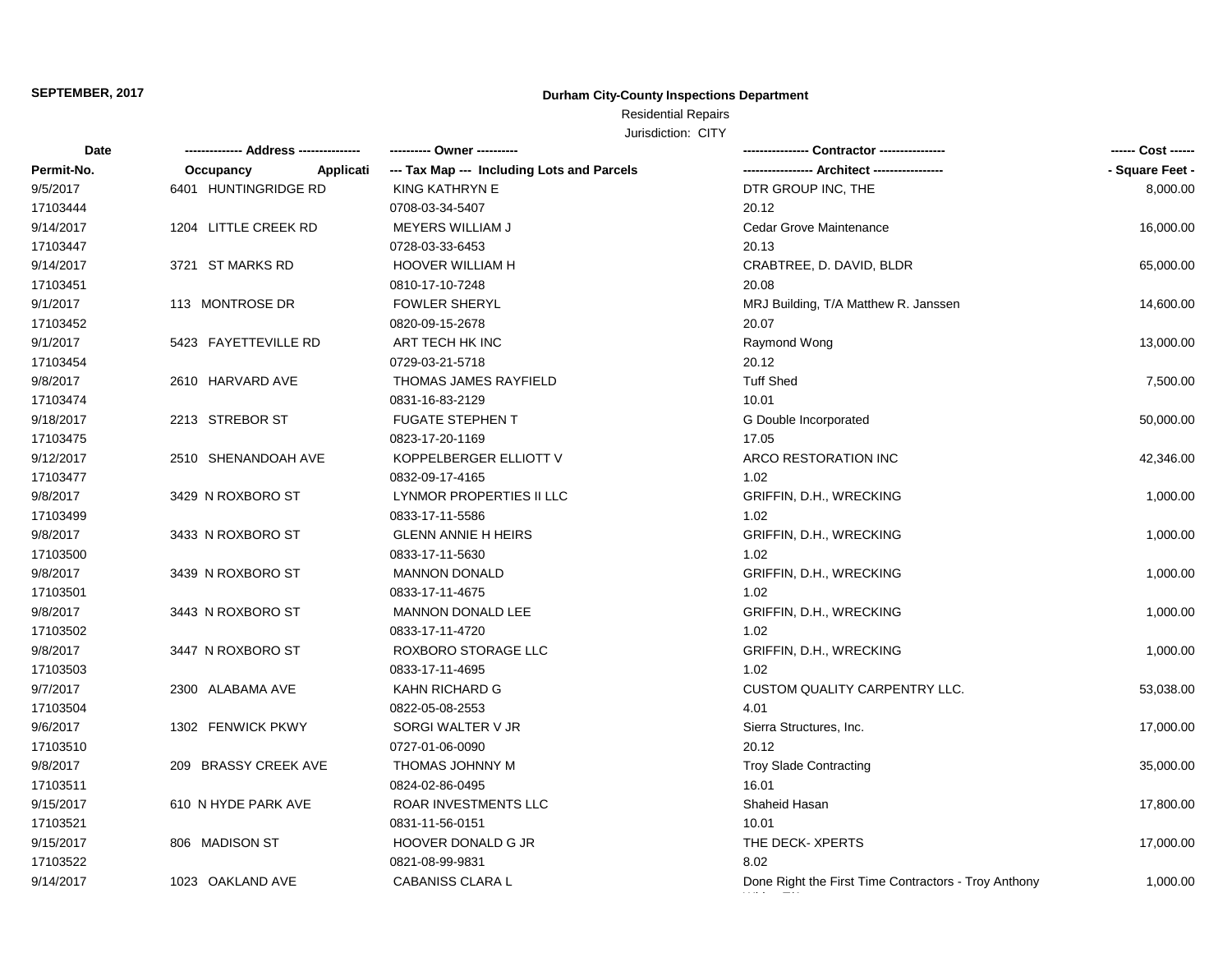**SEPTEMBER, 2017**

**Durham City-County Inspections Department**

Residential Repairs

Jurisdiction: CITY

| Date | ------------- Address --------------- | ---------- Owner ---------- | ---------------- Contractor ---------------- | ------ Cost ------ |
|---|---|---|---|---|
| **Permit-No.** | **Occupancy Applicati** | **--- Tax Map --- Including Lots and Parcels** | **----------------- Architect -----------------** | **- Square Feet -** |
| 9/5/2017 | 6401 HUNTINGRIDGE RD | KING KATHRYN E | DTR GROUP INC, THE | 8,000.00 |
| 17103444 | | 0708-03-34-5407 | 20.12 | |
| 9/14/2017 | 1204 LITTLE CREEK RD | MEYERS WILLIAM J | Cedar Grove Maintenance | 16,000.00 |
| 17103447 | | 0728-03-33-6453 | 20.13 | |
| 9/14/2017 | 3721 ST MARKS RD | HOOVER WILLIAM H | CRABTREE, D. DAVID, BLDR | 65,000.00 |
| 17103451 | | 0810-17-10-7248 | 20.08 | |
| 9/1/2017 | 113 MONTROSE DR | FOWLER SHERYL | MRJ Building, T/A Matthew R. Janssen | 14,600.00 |
| 17103452 | | 0820-09-15-2678 | 20.07 | |
| 9/1/2017 | 5423 FAYETTEVILLE RD | ART TECH HK INC | Raymond Wong | 13,000.00 |
| 17103454 | | 0729-03-21-5718 | 20.12 | |
| 9/8/2017 | 2610 HARVARD AVE | THOMAS JAMES RAYFIELD | Tuff Shed | 7,500.00 |
| 17103474 | | 0831-16-83-2129 | 10.01 | |
| 9/18/2017 | 2213 STREBOR ST | FUGATE STEPHEN T | G Double Incorporated | 50,000.00 |
| 17103475 | | 0823-17-20-1169 | 17.05 | |
| 9/12/2017 | 2510 SHENANDOAH AVE | KOPPELBERGER ELLIOTT V | ARCO RESTORATION INC | 42,346.00 |
| 17103477 | | 0832-09-17-4165 | 1.02 | |
| 9/8/2017 | 3429 N ROXBORO ST | LYNMOR PROPERTIES II LLC | GRIFFIN, D.H., WRECKING | 1,000.00 |
| 17103499 | | 0833-17-11-5586 | 1.02 | |
| 9/8/2017 | 3433 N ROXBORO ST | GLENN ANNIE H HEIRS | GRIFFIN, D.H., WRECKING | 1,000.00 |
| 17103500 | | 0833-17-11-5630 | 1.02 | |
| 9/8/2017 | 3439 N ROXBORO ST | MANNON DONALD | GRIFFIN, D.H., WRECKING | 1,000.00 |
| 17103501 | | 0833-17-11-4675 | 1.02 | |
| 9/8/2017 | 3443 N ROXBORO ST | MANNON DONALD LEE | GRIFFIN, D.H., WRECKING | 1,000.00 |
| 17103502 | | 0833-17-11-4720 | 1.02 | |
| 9/8/2017 | 3447 N ROXBORO ST | ROXBORO STORAGE LLC | GRIFFIN, D.H., WRECKING | 1,000.00 |
| 17103503 | | 0833-17-11-4695 | 1.02 | |
| 9/7/2017 | 2300 ALABAMA AVE | KAHN RICHARD G | CUSTOM QUALITY CARPENTRY LLC. | 53,038.00 |
| 17103504 | | 0822-05-08-2553 | 4.01 | |
| 9/6/2017 | 1302 FENWICK PKWY | SORGI WALTER V JR | Sierra Structures, Inc. | 17,000.00 |
| 17103510 | | 0727-01-06-0090 | 20.12 | |
| 9/8/2017 | 209 BRASSY CREEK AVE | THOMAS JOHNNY M | Troy Slade Contracting | 35,000.00 |
| 17103511 | | 0824-02-86-0495 | 16.01 | |
| 9/15/2017 | 610 N HYDE PARK AVE | ROAR INVESTMENTS LLC | Shaheid Hasan | 17,800.00 |
| 17103521 | | 0831-11-56-0151 | 10.01 | |
| 9/15/2017 | 806 MADISON ST | HOOVER DONALD G JR | THE DECK- XPERTS | 17,000.00 |
| 17103522 | | 0821-08-99-9831 | 8.02 | |
| 9/14/2017 | 1023 OAKLAND AVE | CABANISS CLARA L | Done Right the First Time Contractors - Troy Anthony | 1,000.00 |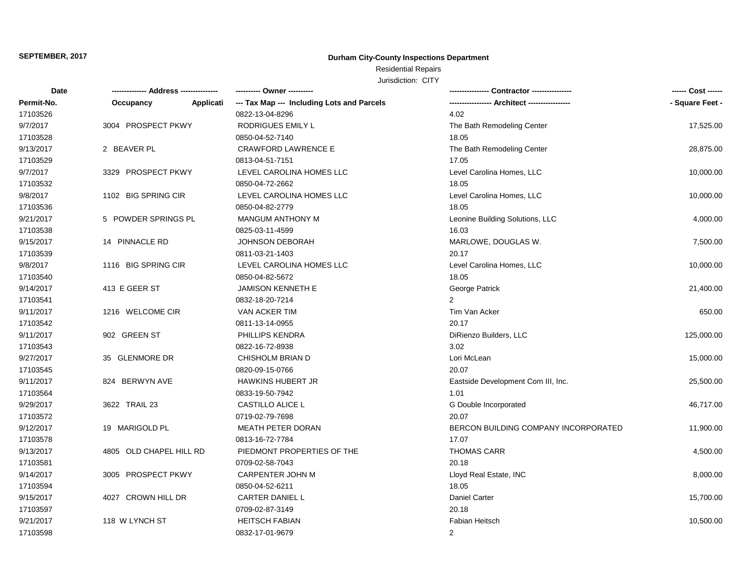**SEPTEMBER, 2017**

**Durham City-County Inspections Department**

Residential Repairs

Jurisdiction: CITY

| Date | ------------- Address -------------- | ---------- Owner ---------- | ---------------- Contractor ---------------- | ------ Cost ------ |
|---|---|---|---|---|
| Permit-No. | Occupancy Applicati | --- Tax Map --- Including Lots and Parcels | ----------------- Architect ----------------- | - Square Feet - |
| 17103526 | | 0822-13-04-8296 | 4.02 | |
| 9/7/2017 | 3004 PROSPECT PKWY | RODRIGUES EMILY L | The Bath Remodeling Center | 17,525.00 |
| 17103528 | | 0850-04-52-7140 | 18.05 | |
| 9/13/2017 | 2 BEAVER PL | CRAWFORD LAWRENCE E | The Bath Remodeling Center | 28,875.00 |
| 17103529 | | 0813-04-51-7151 | 17.05 | |
| 9/7/2017 | 3329 PROSPECT PKWY | LEVEL CAROLINA HOMES LLC | Level Carolina Homes, LLC | 10,000.00 |
| 17103532 | | 0850-04-72-2662 | 18.05 | |
| 9/8/2017 | 1102 BIG SPRING CIR | LEVEL CAROLINA HOMES LLC | Level Carolina Homes, LLC | 10,000.00 |
| 17103536 | | 0850-04-82-2779 | 18.05 | |
| 9/21/2017 | 5 POWDER SPRINGS PL | MANGUM ANTHONY M | Leonine Building Solutions, LLC | 4,000.00 |
| 17103538 | | 0825-03-11-4599 | 16.03 | |
| 9/15/2017 | 14 PINNACLE RD | JOHNSON DEBORAH | MARLOWE, DOUGLAS W. | 7,500.00 |
| 17103539 | | 0811-03-21-1403 | 20.17 | |
| 9/8/2017 | 1116 BIG SPRING CIR | LEVEL CAROLINA HOMES LLC | Level Carolina Homes, LLC | 10,000.00 |
| 17103540 | | 0850-04-82-5672 | 18.05 | |
| 9/14/2017 | 413 E GEER ST | JAMISON KENNETH E | George Patrick | 21,400.00 |
| 17103541 | | 0832-18-20-7214 | 2 | |
| 9/11/2017 | 1216 WELCOME CIR | VAN ACKER TIM | Tim Van Acker | 650.00 |
| 17103542 | | 0811-13-14-0955 | 20.17 | |
| 9/11/2017 | 902 GREEN ST | PHILLIPS KENDRA | DiRienzo Builders, LLC | 125,000.00 |
| 17103543 | | 0822-16-72-8938 | 3.02 | |
| 9/27/2017 | 35 GLENMORE DR | CHISHOLM BRIAN D | Lori McLean | 15,000.00 |
| 17103545 | | 0820-09-15-0766 | 20.07 | |
| 9/11/2017 | 824 BERWYN AVE | HAWKINS HUBERT JR | Eastside Development Com III, Inc. | 25,500.00 |
| 17103564 | | 0833-19-50-7942 | 1.01 | |
| 9/29/2017 | 3622 TRAIL 23 | CASTILLO ALICE L | G Double Incorporated | 46,717.00 |
| 17103572 | | 0719-02-79-7698 | 20.07 | |
| 9/12/2017 | 19 MARIGOLD PL | MEATH PETER DORAN | BERCON BUILDING COMPANY INCORPORATED | 11,900.00 |
| 17103578 | | 0813-16-72-7784 | 17.07 | |
| 9/13/2017 | 4805 OLD CHAPEL HILL RD | PIEDMONT PROPERTIES OF THE | THOMAS CARR | 4,500.00 |
| 17103581 | | 0709-02-58-7043 | 20.18 | |
| 9/14/2017 | 3005 PROSPECT PKWY | CARPENTER JOHN M | Lloyd Real Estate, INC | 8,000.00 |
| 17103594 | | 0850-04-52-6211 | 18.05 | |
| 9/15/2017 | 4027 CROWN HILL DR | CARTER DANIEL L | Daniel Carter | 15,700.00 |
| 17103597 | | 0709-02-87-3149 | 20.18 | |
| 9/21/2017 | 118 W LYNCH ST | HEITSCH FABIAN | Fabian Heitsch | 10,500.00 |
| 17103598 | | 0832-17-01-9679 | 2 | |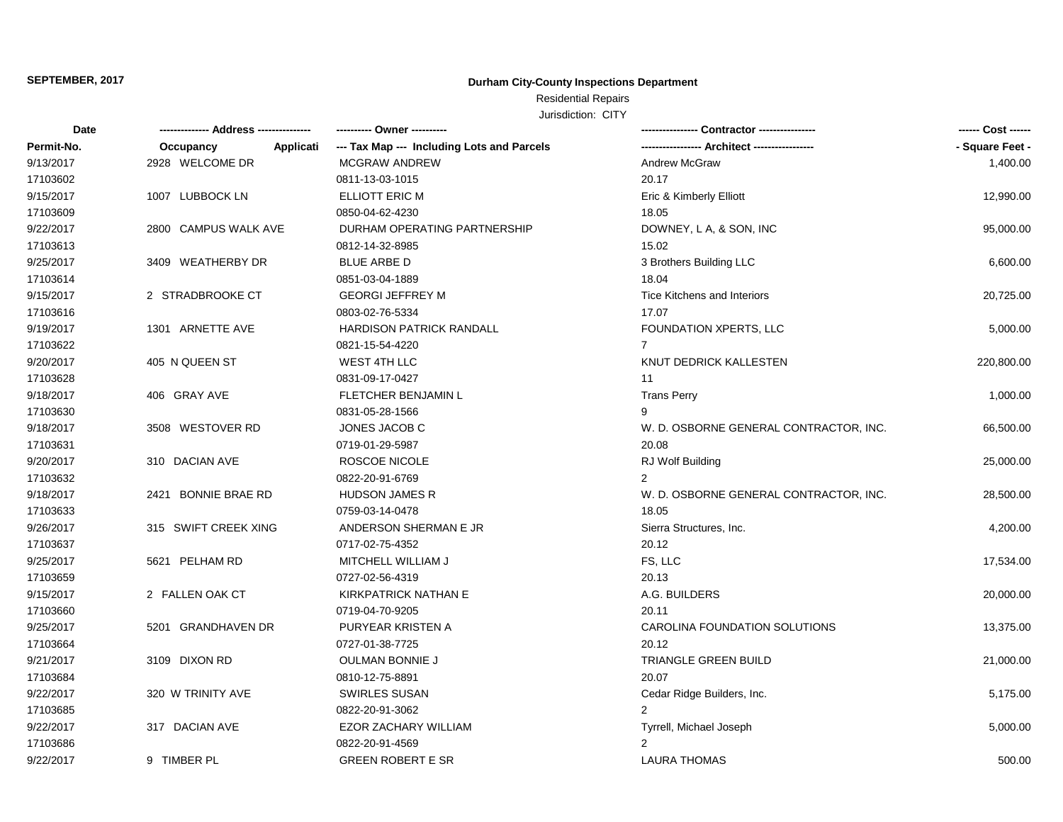**SEPTEMBER, 2017**

**Durham City-County Inspections Department**

Residential Repairs

Jurisdiction: CITY

| Date | ------------- Address --------------- | ---------- Owner ---------- | --------------- Contractor --------------- | ------ Cost ------ |
|---|---|---|---|---|
| **Permit-No.** | **Occupancy Applicati** | **--- Tax Map --- Including Lots and Parcels** | **---------------- Architect ----------------** | **- Square Feet -** |
| 9/13/2017 | 2928 WELCOME DR | MCGRAW ANDREW | Andrew McGraw | 1,400.00 |
| 17103602 | | 0811-13-03-1015 | 20.17 | |
| 9/15/2017 | 1007 LUBBOCK LN | ELLIOTT ERIC M | Eric & Kimberly Elliott | 12,990.00 |
| 17103609 | | 0850-04-62-4230 | 18.05 | |
| 9/22/2017 | 2800 CAMPUS WALK AVE | DURHAM OPERATING PARTNERSHIP | DOWNEY, L A, & SON, INC | 95,000.00 |
| 17103613 | | 0812-14-32-8985 | 15.02 | |
| 9/25/2017 | 3409 WEATHERBY DR | BLUE ARBE D | 3 Brothers Building LLC | 6,600.00 |
| 17103614 | | 0851-03-04-1889 | 18.04 | |
| 9/15/2017 | 2 STRADBROOKE CT | GEORGI JEFFREY M | Tice Kitchens and Interiors | 20,725.00 |
| 17103616 | | 0803-02-76-5334 | 17.07 | |
| 9/19/2017 | 1301 ARNETTE AVE | HARDISON PATRICK RANDALL | FOUNDATION XPERTS, LLC | 5,000.00 |
| 17103622 | | 0821-15-54-4220 | 7 | |
| 9/20/2017 | 405 N QUEEN ST | WEST 4TH LLC | KNUT DEDRICK KALLESTEN | 220,800.00 |
| 17103628 | | 0831-09-17-0427 | 11 | |
| 9/18/2017 | 406 GRAY AVE | FLETCHER BENJAMIN L | Trans Perry | 1,000.00 |
| 17103630 | | 0831-05-28-1566 | 9 | |
| 9/18/2017 | 3508 WESTOVER RD | JONES JACOB C | W. D. OSBORNE GENERAL CONTRACTOR, INC. | 66,500.00 |
| 17103631 | | 0719-01-29-5987 | 20.08 | |
| 9/20/2017 | 310 DACIAN AVE | ROSCOE NICOLE | RJ Wolf Building | 25,000.00 |
| 17103632 | | 0822-20-91-6769 | 2 | |
| 9/18/2017 | 2421 BONNIE BRAE RD | HUDSON JAMES R | W. D. OSBORNE GENERAL CONTRACTOR, INC. | 28,500.00 |
| 17103633 | | 0759-03-14-0478 | 18.05 | |
| 9/26/2017 | 315 SWIFT CREEK XING | ANDERSON SHERMAN E JR | Sierra Structures, Inc. | 4,200.00 |
| 17103637 | | 0717-02-75-4352 | 20.12 | |
| 9/25/2017 | 5621 PELHAM RD | MITCHELL WILLIAM J | FS, LLC | 17,534.00 |
| 17103659 | | 0727-02-56-4319 | 20.13 | |
| 9/15/2017 | 2 FALLEN OAK CT | KIRKPATRICK NATHAN E | A.G. BUILDERS | 20,000.00 |
| 17103660 | | 0719-04-70-9205 | 20.11 | |
| 9/25/2017 | 5201 GRANDHAVEN DR | PURYEAR KRISTEN A | CAROLINA FOUNDATION SOLUTIONS | 13,375.00 |
| 17103664 | | 0727-01-38-7725 | 20.12 | |
| 9/21/2017 | 3109 DIXON RD | OULMAN BONNIE J | TRIANGLE GREEN BUILD | 21,000.00 |
| 17103684 | | 0810-12-75-8891 | 20.07 | |
| 9/22/2017 | 320 W TRINITY AVE | SWIRLES SUSAN | Cedar Ridge Builders, Inc. | 5,175.00 |
| 17103685 | | 0822-20-91-3062 | 2 | |
| 9/22/2017 | 317 DACIAN AVE | EZOR ZACHARY WILLIAM | Tyrrell, Michael Joseph | 5,000.00 |
| 17103686 | | 0822-20-91-4569 | 2 | |
| 9/22/2017 | 9 TIMBER PL | GREEN ROBERT E SR | LAURA THOMAS | 500.00 |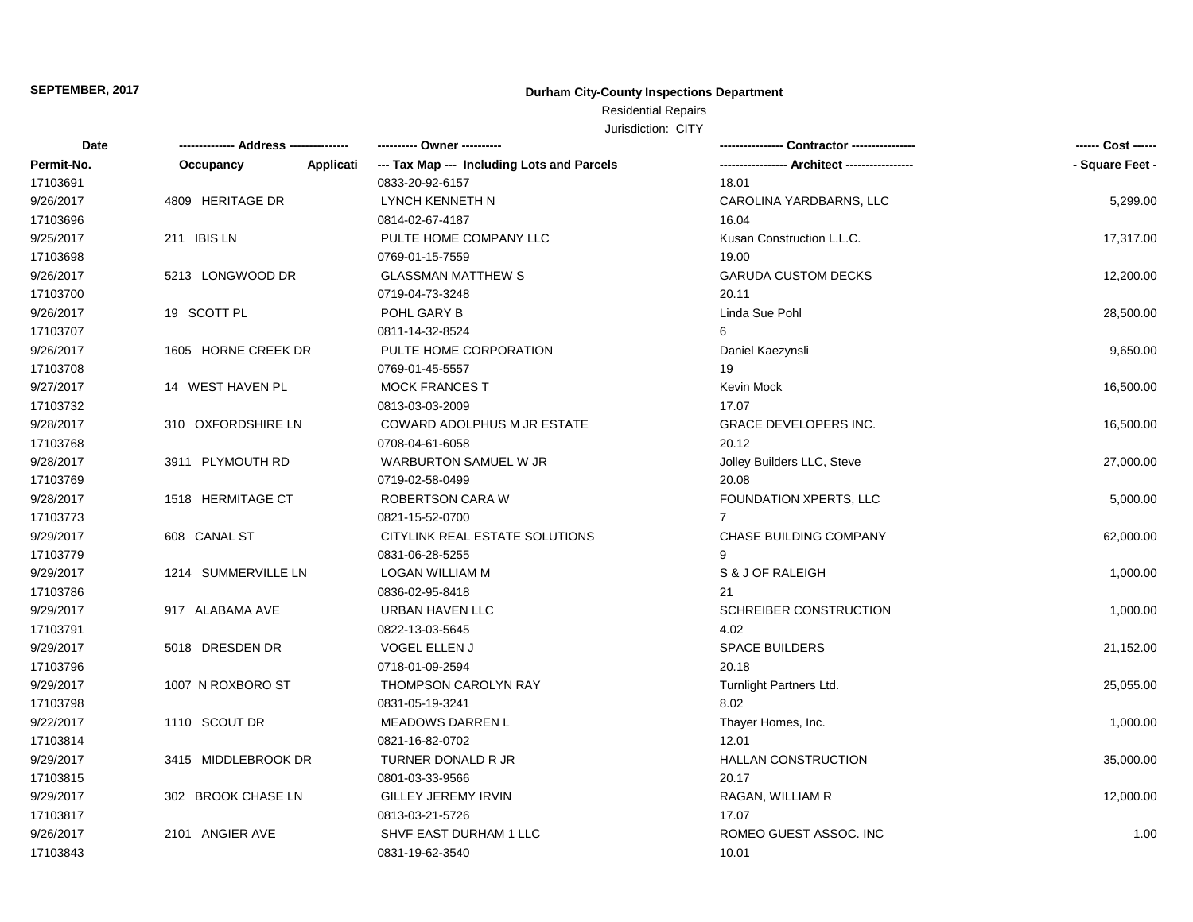**SEPTEMBER, 2017**

**Durham City-County Inspections Department**

Residential Repairs

Jurisdiction: CITY

| Date<br>Permit-No. | ------------- Address ---------------<br>Occupancy Applicati | ---------- Owner ----------<br>--- Tax Map --- Including Lots and Parcels | ---------------- Contractor ----------------<br>----------------- Architect ----------------- | ------ Cost ------<br>- Square Feet - |
|---|---|---|---|---|
| 17103691 | | 0833-20-92-6157 | 18.01 | |
| 9/26/2017 | 4809 HERITAGE DR | LYNCH KENNETH N | CAROLINA YARDBARNS, LLC | 5,299.00 |
| 17103696 | | 0814-02-67-4187 | 16.04 | |
| 9/25/2017 | 211 IBIS LN | PULTE HOME COMPANY LLC | Kusan Construction L.L.C. | 17,317.00 |
| 17103698 | | 0769-01-15-7559 | 19.00 | |
| 9/26/2017 | 5213 LONGWOOD DR | GLASSMAN MATTHEW S | GARUDA CUSTOM DECKS | 12,200.00 |
| 17103700 | | 0719-04-73-3248 | 20.11 | |
| 9/26/2017 | 19 SCOTT PL | POHL GARY B | Linda Sue Pohl | 28,500.00 |
| 17103707 | | 0811-14-32-8524 | 6 | |
| 9/26/2017 | 1605 HORNE CREEK DR | PULTE HOME CORPORATION | Daniel Kaezynsli | 9,650.00 |
| 17103708 | | 0769-01-45-5557 | 19 | |
| 9/27/2017 | 14 WEST HAVEN PL | MOCK FRANCES T | Kevin Mock | 16,500.00 |
| 17103732 | | 0813-03-03-2009 | 17.07 | |
| 9/28/2017 | 310 OXFORDSHIRE LN | COWARD ADOLPHUS M JR ESTATE | GRACE DEVELOPERS INC. | 16,500.00 |
| 17103768 | | 0708-04-61-6058 | 20.12 | |
| 9/28/2017 | 3911 PLYMOUTH RD | WARBURTON SAMUEL W JR | Jolley Builders LLC, Steve | 27,000.00 |
| 17103769 | | 0719-02-58-0499 | 20.08 | |
| 9/28/2017 | 1518 HERMITAGE CT | ROBERTSON CARA W | FOUNDATION XPERTS, LLC | 5,000.00 |
| 17103773 | | 0821-15-52-0700 | 7 | |
| 9/29/2017 | 608 CANAL ST | CITYLINK REAL ESTATE SOLUTIONS | CHASE BUILDING COMPANY | 62,000.00 |
| 17103779 | | 0831-06-28-5255 | 9 | |
| 9/29/2017 | 1214 SUMMERVILLE LN | LOGAN WILLIAM M | S & J OF RALEIGH | 1,000.00 |
| 17103786 | | 0836-02-95-8418 | 21 | |
| 9/29/2017 | 917 ALABAMA AVE | URBAN HAVEN LLC | SCHREIBER CONSTRUCTION | 1,000.00 |
| 17103791 | | 0822-13-03-5645 | 4.02 | |
| 9/29/2017 | 5018 DRESDEN DR | VOGEL ELLEN J | SPACE BUILDERS | 21,152.00 |
| 17103796 | | 0718-01-09-2594 | 20.18 | |
| 9/29/2017 | 1007 N ROXBORO ST | THOMPSON CAROLYN RAY | Turnlight Partners Ltd. | 25,055.00 |
| 17103798 | | 0831-05-19-3241 | 8.02 | |
| 9/22/2017 | 1110 SCOUT DR | MEADOWS DARREN L | Thayer Homes, Inc. | 1,000.00 |
| 17103814 | | 0821-16-82-0702 | 12.01 | |
| 9/29/2017 | 3415 MIDDLEBROOK DR | TURNER DONALD R JR | HALLAN CONSTRUCTION | 35,000.00 |
| 17103815 | | 0801-03-33-9566 | 20.17 | |
| 9/29/2017 | 302 BROOK CHASE LN | GILLEY JEREMY IRVIN | RAGAN, WILLIAM R | 12,000.00 |
| 17103817 | | 0813-03-21-5726 | 17.07 | |
| 9/26/2017 | 2101 ANGIER AVE | SHVF EAST DURHAM 1 LLC | ROMEO GUEST ASSOC. INC | 1.00 |
| 17103843 | | 0831-19-62-3540 | 10.01 | |